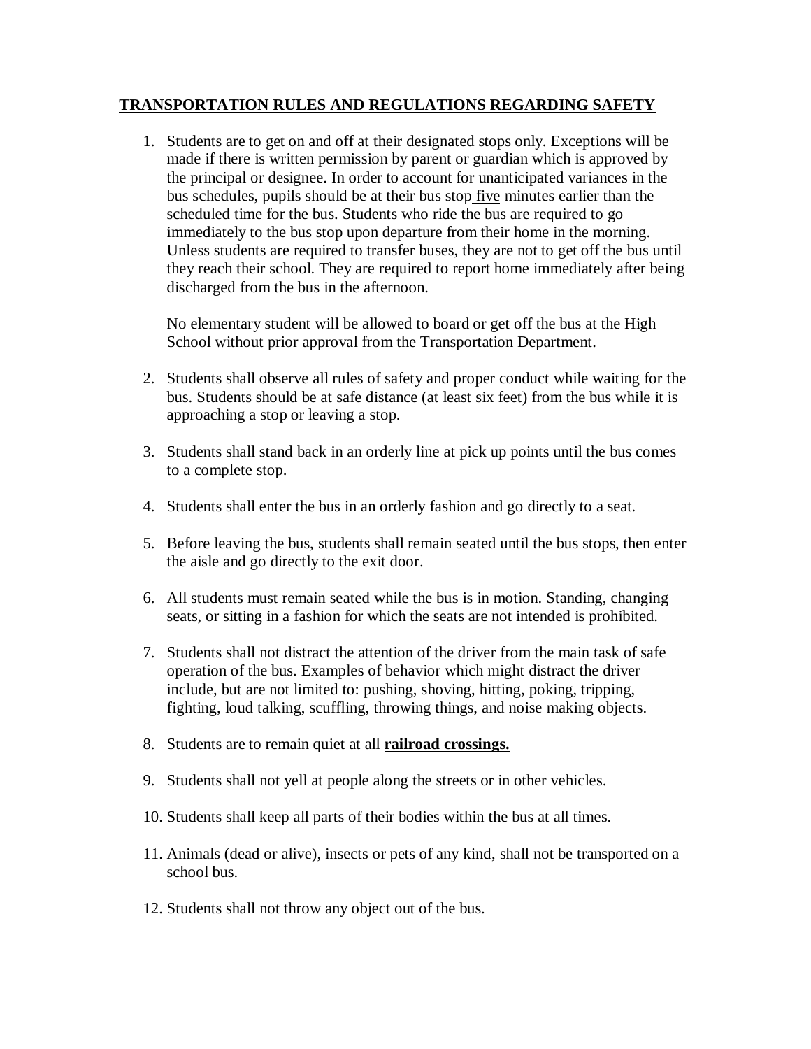## **<u>TRANSPORTATION RULES AND REGULATIONS REGARDING SAFETY</u>**

1. Students are to get on and off at their designated stops only. Exceptions will be made if there is written permission by parent or guardian which is approved by the principal or designee. In order to account for unanticipated variances in the bus schedules, pupils should be at their bus stop <u>five</u> minutes earlier than the scheduled time for the bus. Students who ride the bus are required to go immediately to the bus stop upon departure from their home in the morning. Unless students are required to transfer buses, they are not to get off the bus until they reach their school. They are required to report home immediately after being discharged from the bus in the afternoon.

   No elementary student will be allowed to board or get off the bus at the High School without prior approval from the Transportation Department.

2. Students shall observe all rules of safety and proper conduct while waiting for the bus. Students should be at safe distance (at least six feet) from the bus while it is approaching a stop or leaving a stop.

3. Students shall stand back in an orderly line at pick up points until the bus comes to a complete stop.

4. Students shall enter the bus in an orderly fashion and go directly to a seat.

5. Before leaving the bus, students shall remain seated until the bus stops, then enter the aisle and go directly to the exit door.

6. All students must remain seated while the bus is in motion. Standing, changing seats, or sitting in a fashion for which the seats are not intended is prohibited.

7. Students shall not distract the attention of the driver from the main task of safe operation of the bus. Examples of behavior which might distract the driver include, but are not limited to: pushing, shoving, hitting, poking, tripping, fighting, loud talking, scuffling, throwing things, and noise making objects.

8. Students are to remain quiet at all **<u>railroad crossings.</u>**

9. Students shall not yell at people along the streets or in other vehicles.

10. Students shall keep all parts of their bodies within the bus at all times.

11. Animals (dead or alive), insects or pets of any kind, shall not be transported on a school bus.

12. Students shall not throw any object out of the bus.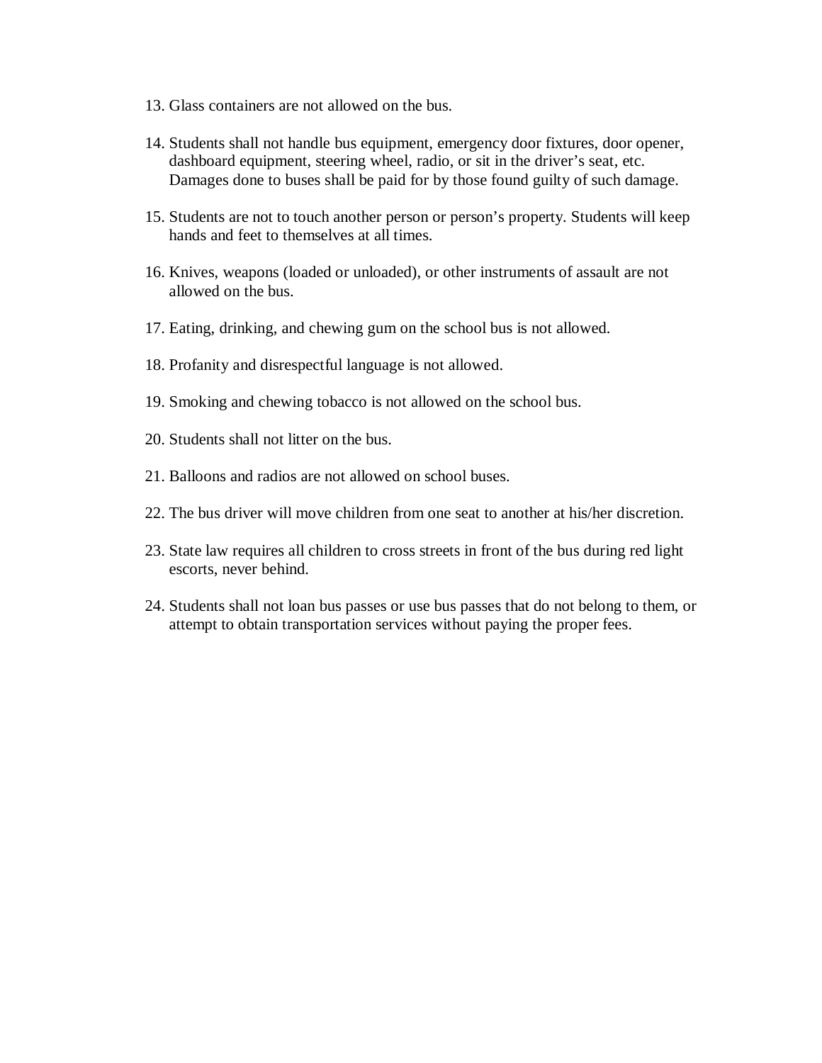13. Glass containers are not allowed on the bus.

14. Students shall not handle bus equipment, emergency door fixtures, door opener, dashboard equipment, steering wheel, radio, or sit in the driver's seat, etc. Damages done to buses shall be paid for by those found guilty of such damage.

15. Students are not to touch another person or person's property. Students will keep hands and feet to themselves at all times.

16. Knives, weapons (loaded or unloaded), or other instruments of assault are not allowed on the bus.

17. Eating, drinking, and chewing gum on the school bus is not allowed.

18. Profanity and disrespectful language is not allowed.

19. Smoking and chewing tobacco is not allowed on the school bus.

20. Students shall not litter on the bus.

21. Balloons and radios are not allowed on school buses.

22. The bus driver will move children from one seat to another at his/her discretion.

23. State law requires all children to cross streets in front of the bus during red light escorts, never behind.

24. Students shall not loan bus passes or use bus passes that do not belong to them, or attempt to obtain transportation services without paying the proper fees.